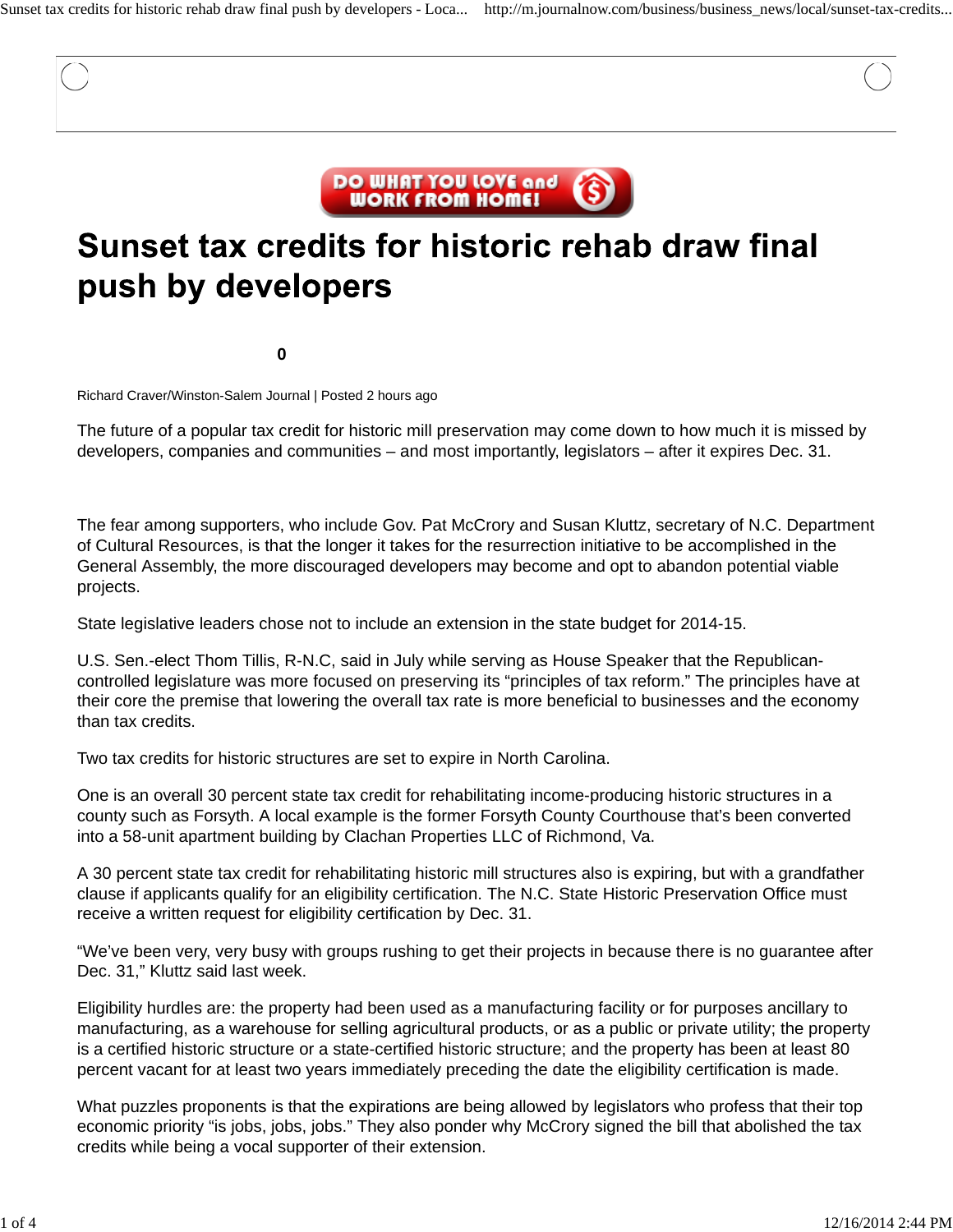# Sunset tax credits for historic rehab draw final push by developers

0

Richard Craver/Winston-Salem Journal | Posted 2 hours ago

The future of a popular tax credit for historic mill preservation may come down to how much it is missed by developers, companies and communities – and most importantly, legislators – after it expires Dec. 31.

The fear among supporters, who include Gov. Pat McCrory and Susan Kluttz, secretary of N.C. Department of Cultural Resources, is that the longer it takes for the resurrection initiative to be accomplished in the General Assembly, the more discouraged developers may become and opt to abandon potential viable projects.

State legislative leaders chose not to include an extension in the state budget for 2014-15.

U.S. Sen.-elect Thom Tillis, R-N.C, said in July while serving as House Speaker that the Republican-controlled legislature was more focused on preserving its "principles of tax reform." The principles have at their core the premise that lowering the overall tax rate is more beneficial to businesses and the economy than tax credits.

Two tax credits for historic structures are set to expire in North Carolina.

One is an overall 30 percent state tax credit for rehabilitating income-producing historic structures in a county such as Forsyth. A local example is the former Forsyth County Courthouse that's been converted into a 58-unit apartment building by Clachan Properties LLC of Richmond, Va.

A 30 percent state tax credit for rehabilitating historic mill structures also is expiring, but with a grandfather clause if applicants qualify for an eligibility certification. The N.C. State Historic Preservation Office must receive a written request for eligibility certification by Dec. 31.

"We've been very, very busy with groups rushing to get their projects in because there is no guarantee after Dec. 31," Kluttz said last week.

Eligibility hurdles are: the property had been used as a manufacturing facility or for purposes ancillary to manufacturing, as a warehouse for selling agricultural products, or as a public or private utility; the property is a certified historic structure or a state-certified historic structure; and the property has been at least 80 percent vacant for at least two years immediately preceding the date the eligibility certification is made.

What puzzles proponents is that the expirations are being allowed by legislators who profess that their top economic priority "is jobs, jobs, jobs." They also ponder why McCrory signed the bill that abolished the tax credits while being a vocal supporter of their extension.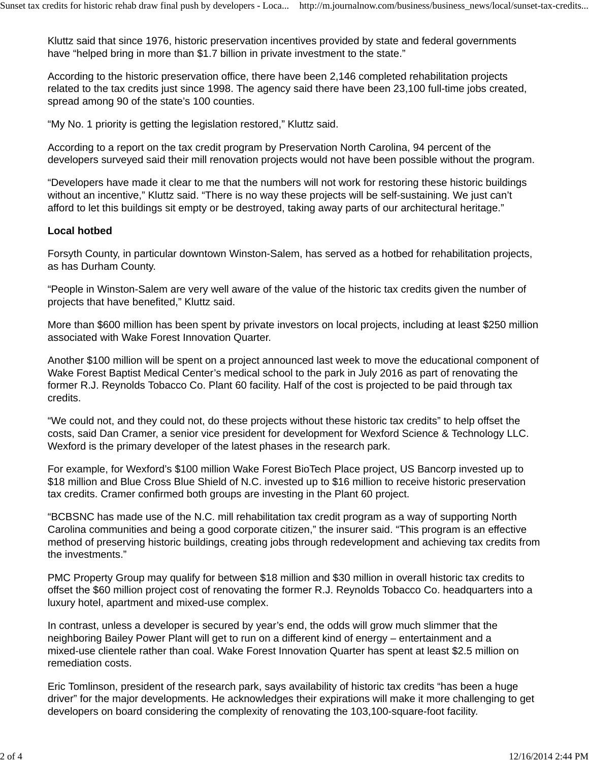Kluttz said that since 1976, historic preservation incentives provided by state and federal governments have “helped bring in more than $1.7 billion in private investment to the state.”

According to the historic preservation office, there have been 2,146 completed rehabilitation projects related to the tax credits just since 1998. The agency said there have been 23,100 full-time jobs created, spread among 90 of the state’s 100 counties.

“My No. 1 priority is getting the legislation restored,” Kluttz said.

According to a report on the tax credit program by Preservation North Carolina, 94 percent of the developers surveyed said their mill renovation projects would not have been possible without the program.

“Developers have made it clear to me that the numbers will not work for restoring these historic buildings without an incentive,” Kluttz said. “There is no way these projects will be self-sustaining. We just can’t afford to let this buildings sit empty or be destroyed, taking away parts of our architectural heritage.”

**Local hotbed**

Forsyth County, in particular downtown Winston-Salem, has served as a hotbed for rehabilitation projects, as has Durham County.

“People in Winston-Salem are very well aware of the value of the historic tax credits given the number of projects that have benefited,” Kluttz said.

More than $600 million has been spent by private investors on local projects, including at least $250 million associated with Wake Forest Innovation Quarter.

Another $100 million will be spent on a project announced last week to move the educational component of Wake Forest Baptist Medical Center’s medical school to the park in July 2016 as part of renovating the former R.J. Reynolds Tobacco Co. Plant 60 facility. Half of the cost is projected to be paid through tax credits.

“We could not, and they could not, do these projects without these historic tax credits” to help offset the costs, said Dan Cramer, a senior vice president for development for Wexford Science & Technology LLC. Wexford is the primary developer of the latest phases in the research park.

For example, for Wexford’s $100 million Wake Forest BioTech Place project, US Bancorp invested up to $18 million and Blue Cross Blue Shield of N.C. invested up to $16 million to receive historic preservation tax credits. Cramer confirmed both groups are investing in the Plant 60 project.

“BCBSNC has made use of the N.C. mill rehabilitation tax credit program as a way of supporting North Carolina communities and being a good corporate citizen,” the insurer said. “This program is an effective method of preserving historic buildings, creating jobs through redevelopment and achieving tax credits from the investments.”

PMC Property Group may qualify for between $18 million and $30 million in overall historic tax credits to offset the $60 million project cost of renovating the former R.J. Reynolds Tobacco Co. headquarters into a luxury hotel, apartment and mixed-use complex.

In contrast, unless a developer is secured by year’s end, the odds will grow much slimmer that the neighboring Bailey Power Plant will get to run on a different kind of energy – entertainment and a mixed-use clientele rather than coal. Wake Forest Innovation Quarter has spent at least $2.5 million on remediation costs.

Eric Tomlinson, president of the research park, says availability of historic tax credits “has been a huge driver” for the major developments. He acknowledges their expirations will make it more challenging to get developers on board considering the complexity of renovating the 103,100-square-foot facility.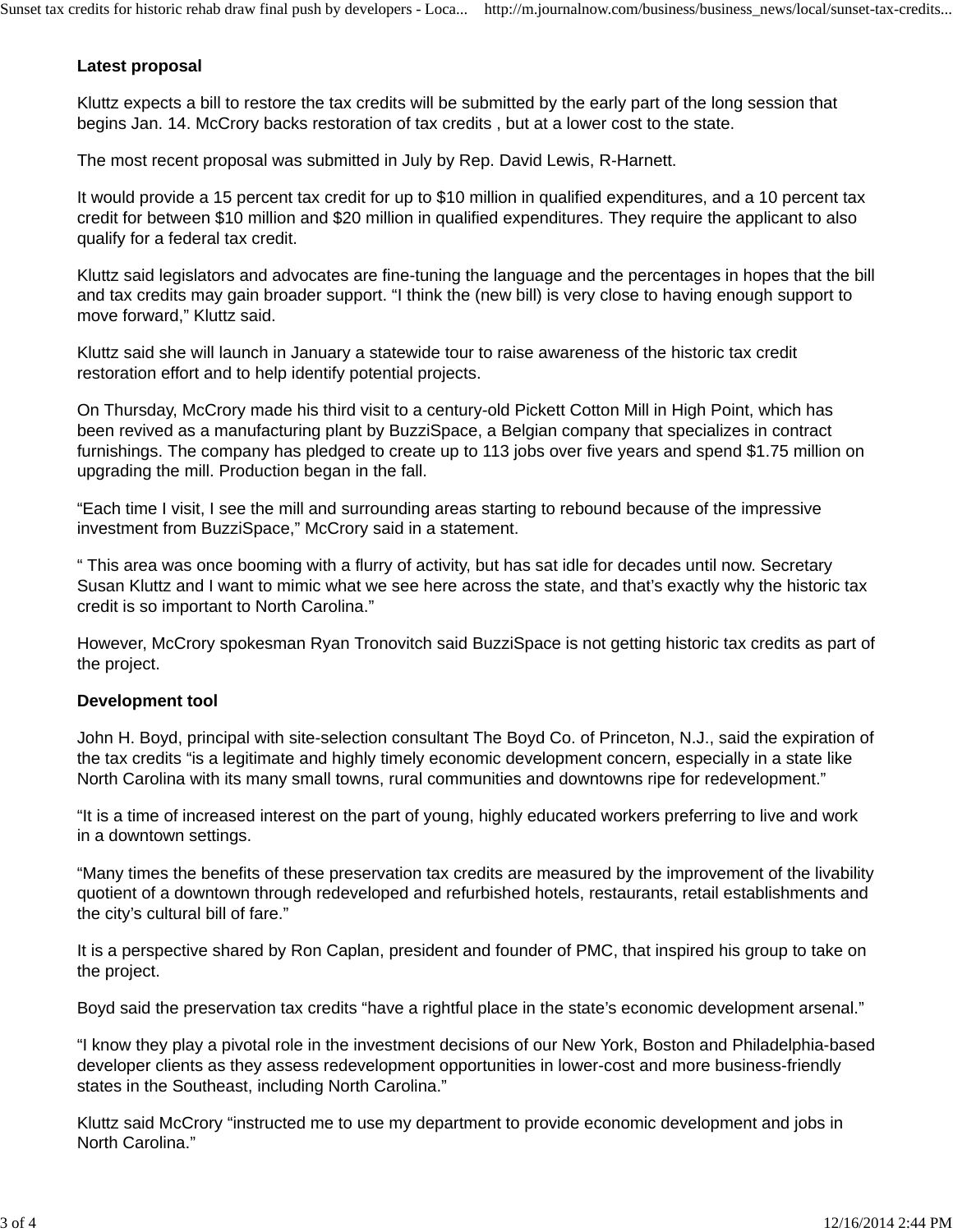**Latest proposal**

Kluttz expects a bill to restore the tax credits will be submitted by the early part of the long session that begins Jan. 14. McCrory backs restoration of tax credits , but at a lower cost to the state.

The most recent proposal was submitted in July by Rep. David Lewis, R-Harnett.

It would provide a 15 percent tax credit for up to $10 million in qualified expenditures, and a 10 percent tax credit for between $10 million and $20 million in qualified expenditures. They require the applicant to also qualify for a federal tax credit.

Kluttz said legislators and advocates are fine-tuning the language and the percentages in hopes that the bill and tax credits may gain broader support. “I think the (new bill) is very close to having enough support to move forward,” Kluttz said.

Kluttz said she will launch in January a statewide tour to raise awareness of the historic tax credit restoration effort and to help identify potential projects.

On Thursday, McCrory made his third visit to a century-old Pickett Cotton Mill in High Point, which has been revived as a manufacturing plant by BuzziSpace, a Belgian company that specializes in contract furnishings. The company has pledged to create up to 113 jobs over five years and spend $1.75 million on upgrading the mill. Production began in the fall.

“Each time I visit, I see the mill and surrounding areas starting to rebound because of the impressive investment from BuzziSpace,” McCrory said in a statement.

“ This area was once booming with a flurry of activity, but has sat idle for decades until now. Secretary Susan Kluttz and I want to mimic what we see here across the state, and that’s exactly why the historic tax credit is so important to North Carolina.”

However, McCrory spokesman Ryan Tronovitch said BuzziSpace is not getting historic tax credits as part of the project.

**Development tool**

John H. Boyd, principal with site-selection consultant The Boyd Co. of Princeton, N.J., said the expiration of the tax credits “is a legitimate and highly timely economic development concern, especially in a state like North Carolina with its many small towns, rural communities and downtowns ripe for redevelopment.”

“It is a time of increased interest on the part of young, highly educated workers preferring to live and work in a downtown settings.

“Many times the benefits of these preservation tax credits are measured by the improvement of the livability quotient of a downtown through redeveloped and refurbished hotels, restaurants, retail establishments and the city’s cultural bill of fare.”

It is a perspective shared by Ron Caplan, president and founder of PMC, that inspired his group to take on the project.

Boyd said the preservation tax credits “have a rightful place in the state’s economic development arsenal.”

“I know they play a pivotal role in the investment decisions of our New York, Boston and Philadelphia-based developer clients as they assess redevelopment opportunities in lower-cost and more business-friendly states in the Southeast, including North Carolina.”

Kluttz said McCrory “instructed me to use my department to provide economic development and jobs in North Carolina.”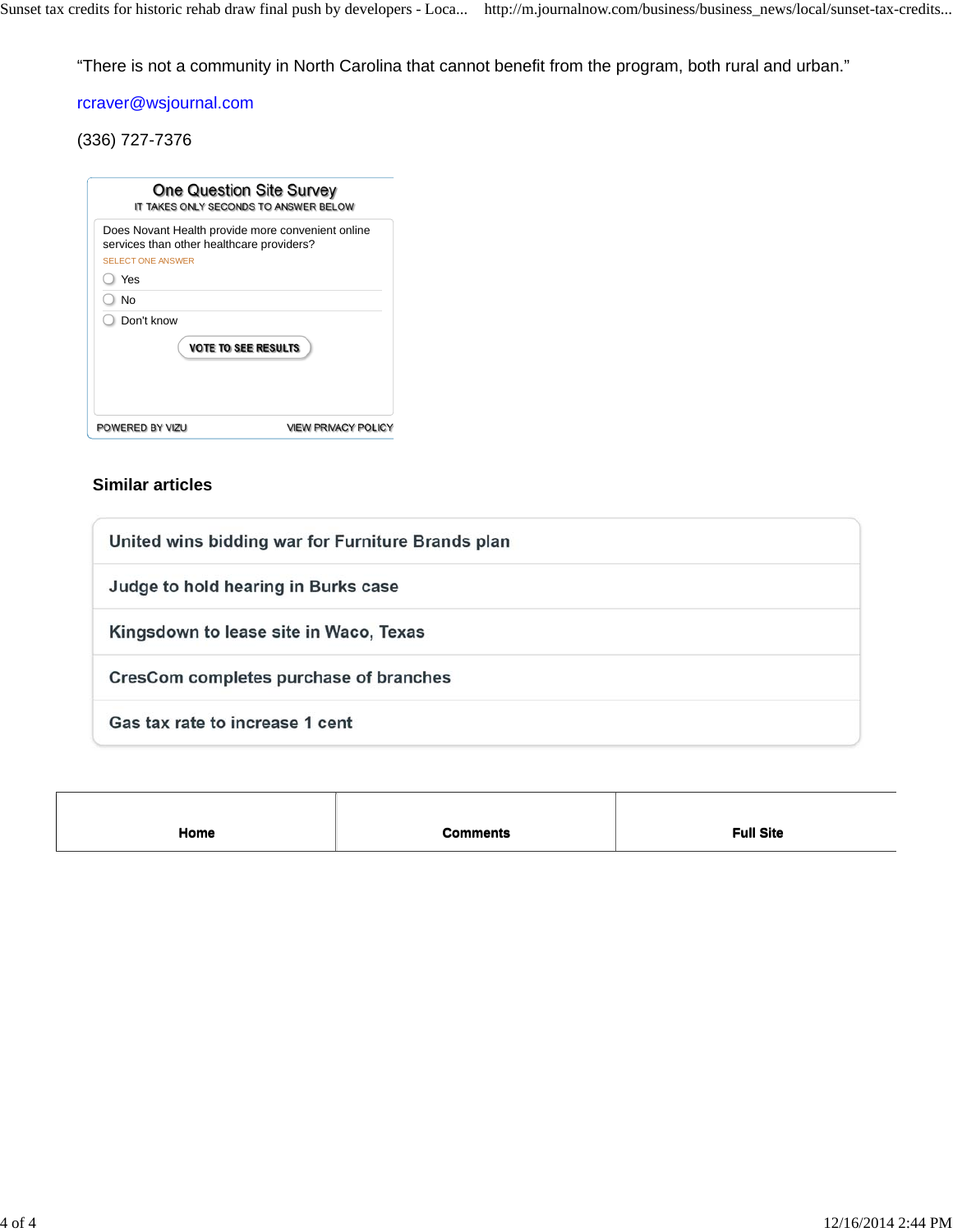"There is not a community in North Carolina that cannot benefit from the program, both rural and urban."

rcraver@wsjournal.com

(336) 727-7376

One Question Site Survey

IT TAKES ONLY SECONDS TO ANSWER BELOW

Does Novant Health provide more convenient online services than other healthcare providers?

SELECT ONE ANSWER

- Yes
- No
- Don't know

VOTE TO SEE RESULTS

POWERED BY VIZU VIEW PRIVACY POLICY

### Similar articles

- United wins bidding war for Furniture Brands plan
- Judge to hold hearing in Burks case
- Kingsdown to lease site in Waco, Texas
- CresCom completes purchase of branches
- Gas tax rate to increase 1 cent

| Home | Comments | Full Site |
|---|---|---|